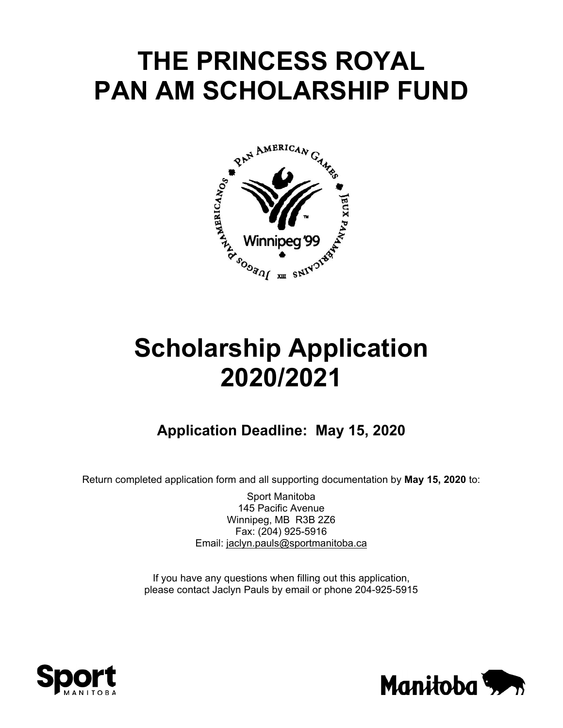# THE PRINCESS ROYAL PAN AM SCHOLARSHIP FUND

# Scholarship Application 2020/2021

### Application Deadline: May 15, 2020

Return completed application form and all supporting documentation by **May 15, 2020** to:

Sport Manitoba
145 Pacific Avenue
Winnipeg, MB R3B 2Z6
Fax: (204) 925-5916
Email: jaclyn.pauls@sportmanitoba.ca

If you have any questions when filling out this application, please contact Jaclyn Pauls by email or phone 204-925-5915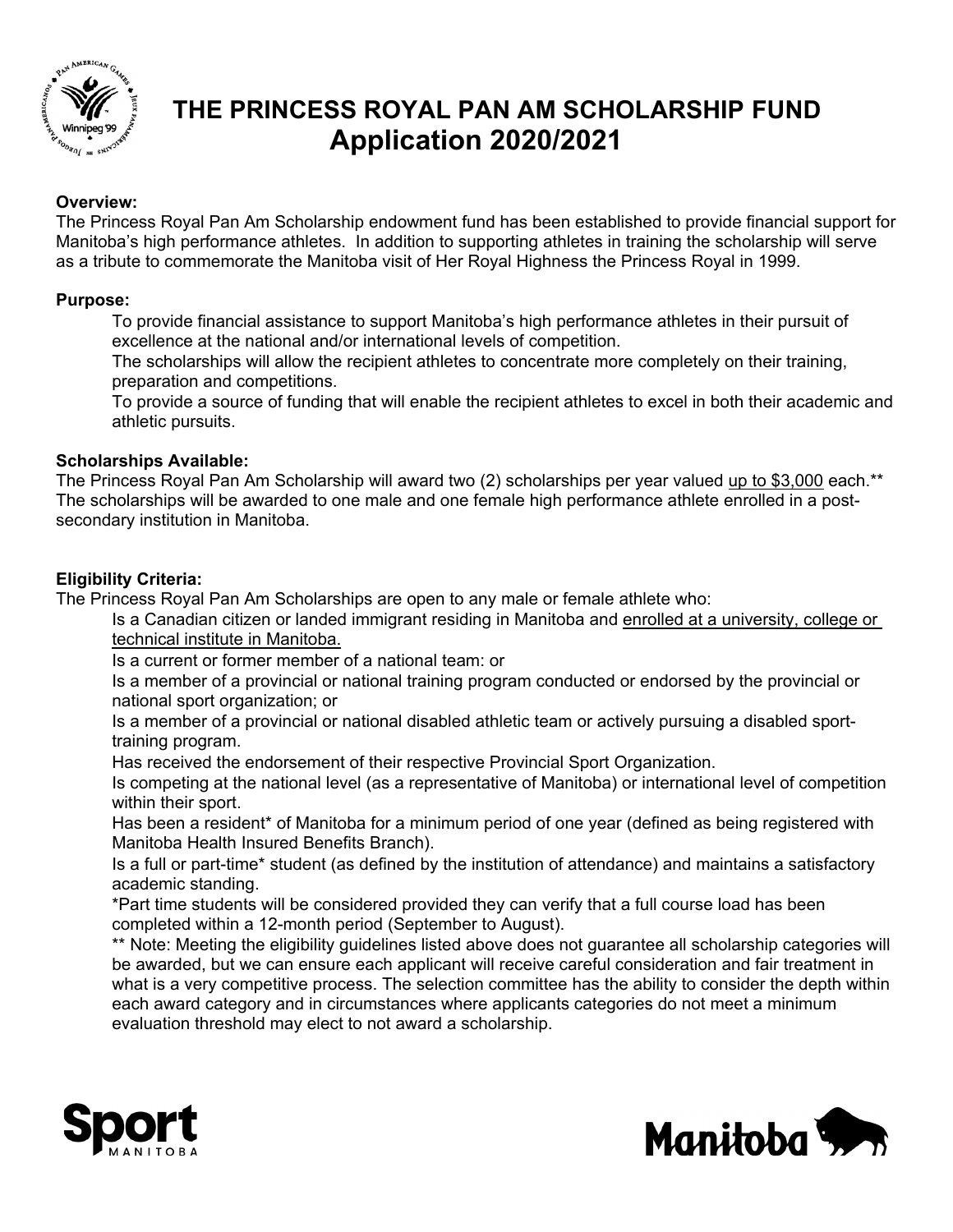# THE PRINCESS ROYAL PAN AM SCHOLARSHIP FUND
## Application 2020/2021

**Overview:**
The Princess Royal Pan Am Scholarship endowment fund has been established to provide financial support for Manitoba's high performance athletes. In addition to supporting athletes in training the scholarship will serve as a tribute to commemorate the Manitoba visit of Her Royal Highness the Princess Royal in 1999.

**Purpose:**

To provide financial assistance to support Manitoba's high performance athletes in their pursuit of excellence at the national and/or international levels of competition.

The scholarships will allow the recipient athletes to concentrate more completely on their training, preparation and competitions.

To provide a source of funding that will enable the recipient athletes to excel in both their academic and athletic pursuits.

**Scholarships Available:**
The Princess Royal Pan Am Scholarship will award two (2) scholarships per year valued up to $3,000 each.**
The scholarships will be awarded to one male and one female high performance athlete enrolled in a post-secondary institution in Manitoba.

**Eligibility Criteria:**
The Princess Royal Pan Am Scholarships are open to any male or female athlete who:

Is a Canadian citizen or landed immigrant residing in Manitoba and enrolled at a university, college or technical institute in Manitoba.

Is a current or former member of a national team: or

Is a member of a provincial or national training program conducted or endorsed by the provincial or national sport organization; or

Is a member of a provincial or national disabled athletic team or actively pursuing a disabled sport-training program.

Has received the endorsement of their respective Provincial Sport Organization.

Is competing at the national level (as a representative of Manitoba) or international level of competition within their sport.

Has been a resident* of Manitoba for a minimum period of one year (defined as being registered with Manitoba Health Insured Benefits Branch).

Is a full or part-time* student (as defined by the institution of attendance) and maintains a satisfactory academic standing.

*Part time students will be considered provided they can verify that a full course load has been completed within a 12-month period (September to August).

** Note: Meeting the eligibility guidelines listed above does not guarantee all scholarship categories will be awarded, but we can ensure each applicant will receive careful consideration and fair treatment in what is a very competitive process. The selection committee has the ability to consider the depth within each award category and in circumstances where applicants categories do not meet a minimum evaluation threshold may elect to not award a scholarship.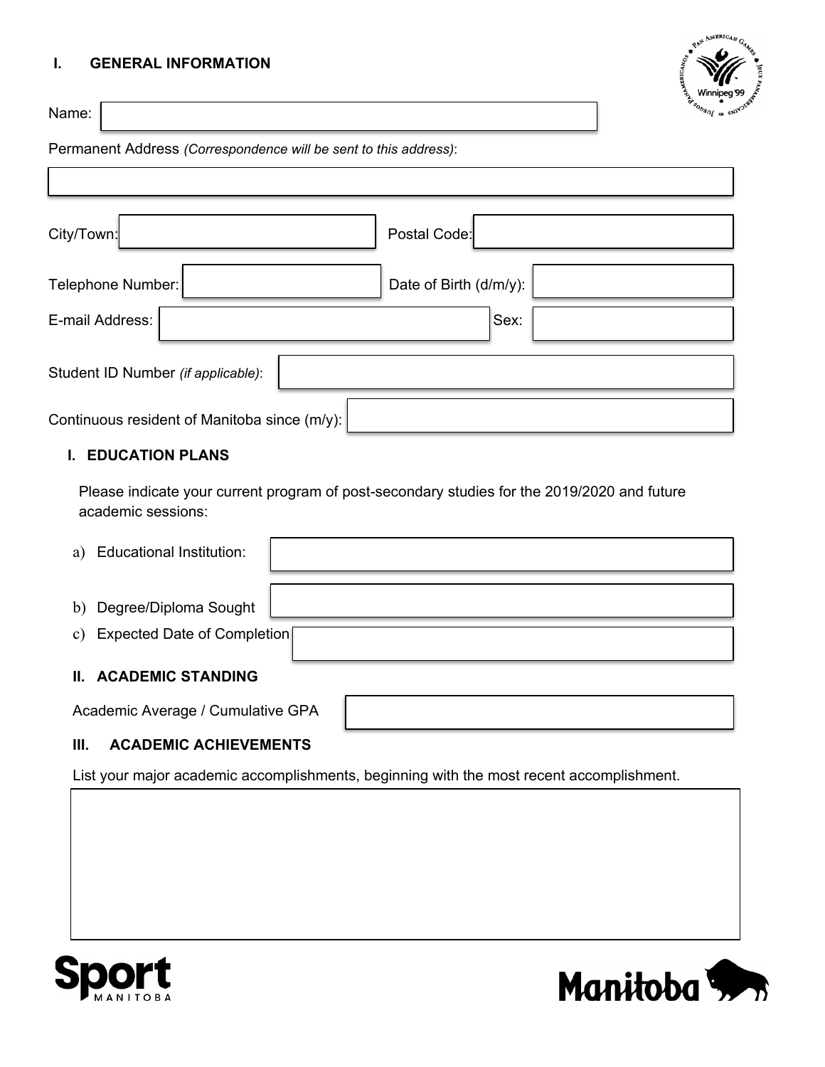## I. GENERAL INFORMATION

Name:

Permanent Address *(Correspondence will be sent to this address)*:

City/Town: Postal Code:

Telephone Number: Date of Birth (d/m/y):

E-mail Address: Sex:

Student ID Number *(if applicable)*:

Continuous resident of Manitoba since (m/y):

## I. EDUCATION PLANS

Please indicate your current program of post-secondary studies for the 2019/2020 and future academic sessions:

a) Educational Institution:

b) Degree/Diploma Sought

c) Expected Date of Completion

## II. ACADEMIC STANDING

Academic Average / Cumulative GPA

## III. ACADEMIC ACHIEVEMENTS

List your major academic accomplishments, beginning with the most recent accomplishment.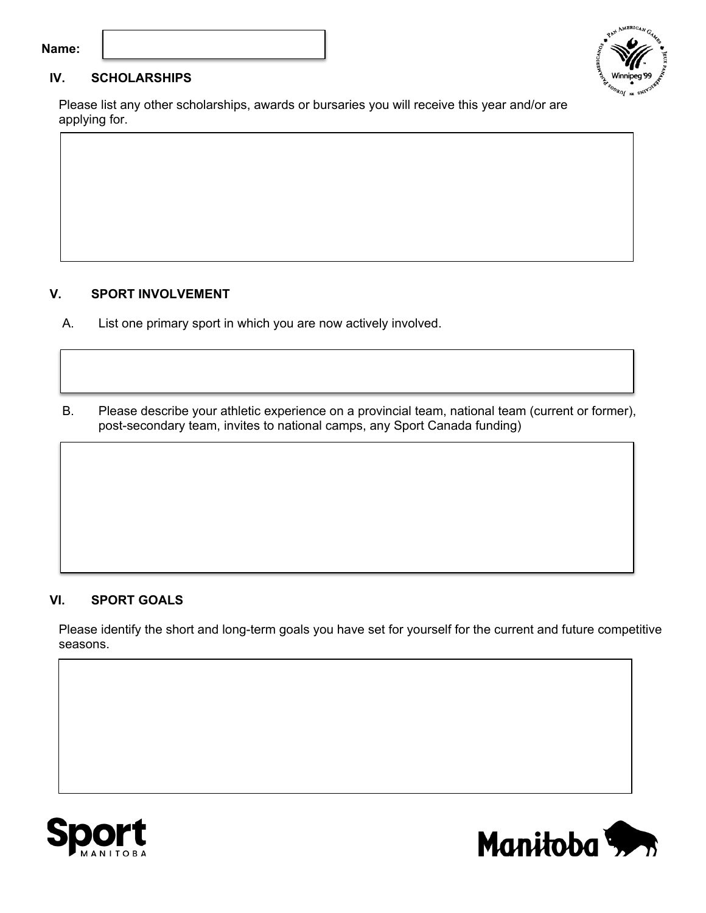**Name:**

## IV. SCHOLARSHIPS

Please list any other scholarships, awards or bursaries you will receive this year and/or are applying for.

## V. SPORT INVOLVEMENT

A. List one primary sport in which you are now actively involved.

B. Please describe your athletic experience on a provincial team, national team (current or former), post-secondary team, invites to national camps, any Sport Canada funding)

## VI. SPORT GOALS

Please identify the short and long-term goals you have set for yourself for the current and future competitive seasons.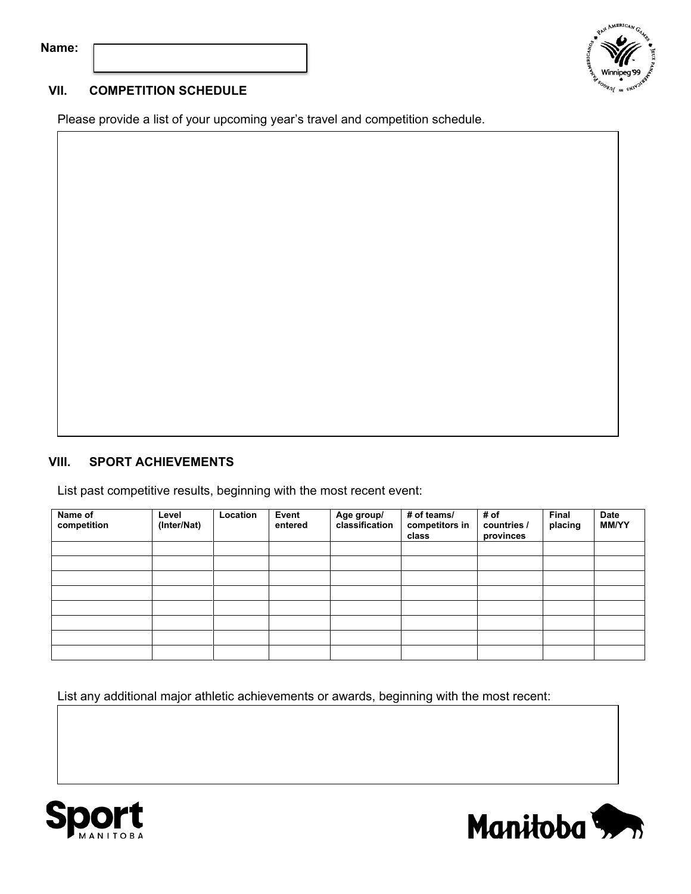**Name:**

### VII. COMPETITION SCHEDULE

Please provide a list of your upcoming year's travel and competition schedule.

### VIII. SPORT ACHIEVEMENTS

List past competitive results, beginning with the most recent event:

| Name of competition | Level (Inter/Nat) | Location | Event entered | Age group/ classification | # of teams/ competitors in class | # of countries / provinces | Final placing | Date MM/YY |
|---|---|---|---|---|---|---|---|---|
| | | | | | | | | |
| | | | | | | | | |
| | | | | | | | | |
| | | | | | | | | |
| | | | | | | | | |
| | | | | | | | | |
| | | | | | | | | |
| | | | | | | | | |

List any additional major athletic achievements or awards, beginning with the most recent: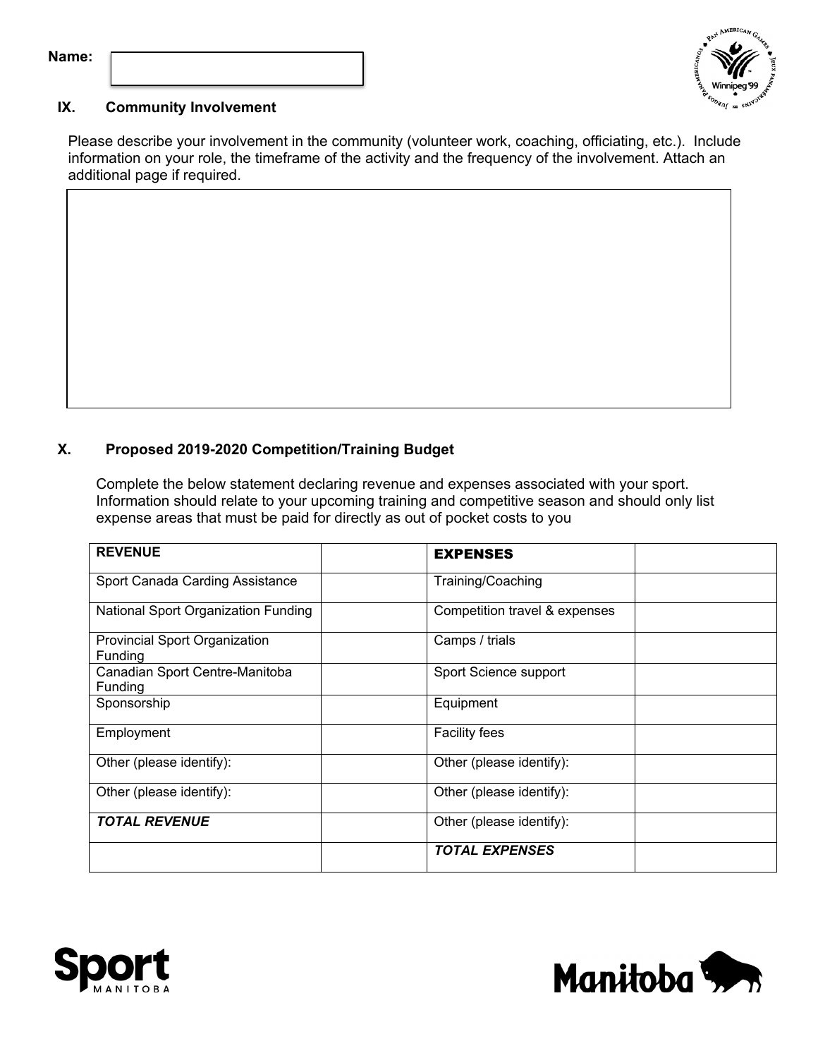**Name:**

## IX. Community Involvement

Please describe your involvement in the community (volunteer work, coaching, officiating, etc.). Include information on your role, the timeframe of the activity and the frequency of the involvement. Attach an additional page if required.

## X. Proposed 2019-2020 Competition/Training Budget

Complete the below statement declaring revenue and expenses associated with your sport. Information should relate to your upcoming training and competitive season and should only list expense areas that must be paid for directly as out of pocket costs to you

| REVENUE | | EXPENSES | |
|---|---|---|---|
| Sport Canada Carding Assistance | | Training/Coaching | |
| National Sport Organization Funding | | Competition travel & expenses | |
| Provincial Sport Organization Funding | | Camps / trials | |
| Canadian Sport Centre-Manitoba Funding | | Sport Science support | |
| Sponsorship | | Equipment | |
| Employment | | Facility fees | |
| Other (please identify): | | Other (please identify): | |
| Other (please identify): | | Other (please identify): | |
| ***TOTAL REVENUE*** | | Other (please identify): | |
| | | ***TOTAL EXPENSES*** | |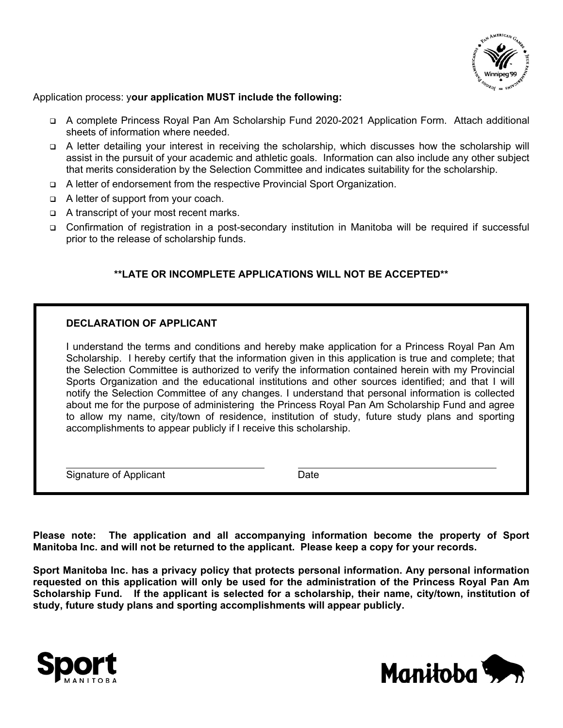Application process: y**our application MUST include the following:**

- A complete Princess Royal Pan Am Scholarship Fund 2020-2021 Application Form. Attach additional sheets of information where needed.
- A letter detailing your interest in receiving the scholarship, which discusses how the scholarship will assist in the pursuit of your academic and athletic goals. Information can also include any other subject that merits consideration by the Selection Committee and indicates suitability for the scholarship.
- A letter of endorsement from the respective Provincial Sport Organization.
- A letter of support from your coach.
- A transcript of your most recent marks.
- Confirmation of registration in a post-secondary institution in Manitoba will be required if successful prior to the release of scholarship funds.

**\*\*LATE OR INCOMPLETE APPLICATIONS WILL NOT BE ACCEPTED\*\***

**DECLARATION OF APPLICANT**

I understand the terms and conditions and hereby make application for a Princess Royal Pan Am Scholarship. I hereby certify that the information given in this application is true and complete; that the Selection Committee is authorized to verify the information contained herein with my Provincial Sports Organization and the educational institutions and other sources identified; and that I will notify the Selection Committee of any changes. I understand that personal information is collected about me for the purpose of administering the Princess Royal Pan Am Scholarship Fund and agree to allow my name, city/town of residence, institution of study, future study plans and sporting accomplishments to appear publicly if I receive this scholarship.

Signature of Applicant ____________________ Date ____________________

**Please note: The application and all accompanying information become the property of Sport Manitoba Inc. and will not be returned to the applicant. Please keep a copy for your records.**

**Sport Manitoba Inc. has a privacy policy that protects personal information. Any personal information requested on this application will only be used for the administration of the Princess Royal Pan Am Scholarship Fund. If the applicant is selected for a scholarship, their name, city/town, institution of study, future study plans and sporting accomplishments will appear publicly.**